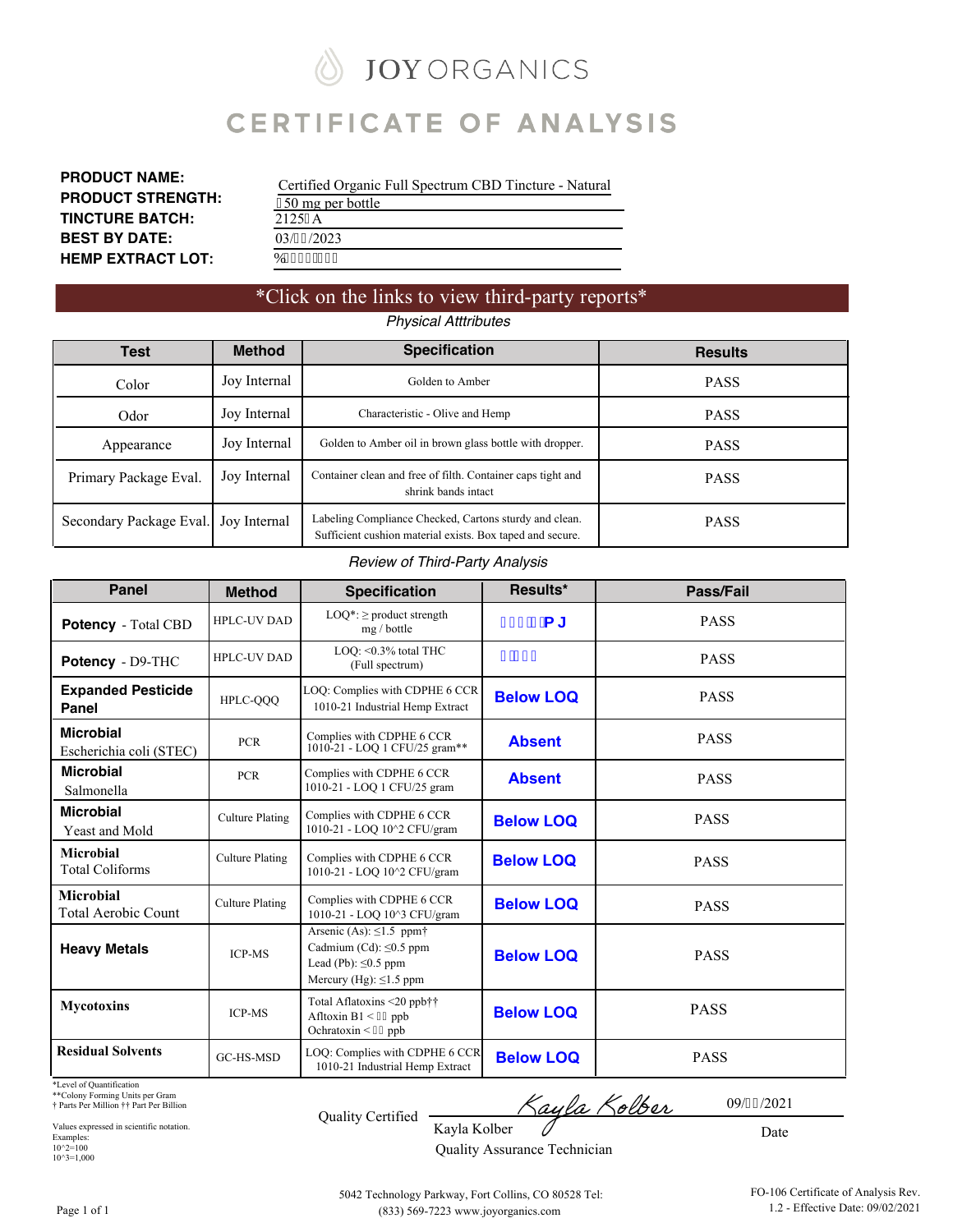# JOY ORGANICS

## CERTIFICATE OF ANALYSIS

| | |
|---|---|
| **PRODUCT NAME:** | Certified Organic Full Spectrum CBD Tincture - Natural |
| **PRODUCT STRENGTH:** | 50 mg per bottle |
| **TINCTURE BATCH:** | 2125 A |
| **BEST BY DATE:** | 03/ /2023 |
| **HEMP EXTRACT LOT:** | % |

*Click on the links to view third-party reports*

*Physical Atttributes*

| Test | Method | Specification | Results |
|---|---|---|---|
| Color | Joy Internal | Golden to Amber | PASS |
| Odor | Joy Internal | Characteristic - Olive and Hemp | PASS |
| Appearance | Joy Internal | Golden to Amber oil in brown glass bottle with dropper. | PASS |
| Primary Package Eval. | Joy Internal | Container clean and free of filth. Container caps tight and shrink bands intact | PASS |
| Secondary Package Eval. | Joy Internal | Labeling Compliance Checked, Cartons sturdy and clean. Sufficient cushion material exists. Box taped and secure. | PASS |

*Review of Third-Party Analysis*

| Panel | Method | Specification | Results* | Pass/Fail |
|---|---|---|---|---|
| **Potency** - Total CBD | HPLC-UV DAD | LOQ*: ≥ product strength mg / bottle | P J | PASS |
| **Potency** - D9-THC | HPLC-UV DAD | LOQ: <0.3% total THC (Full spectrum) | | PASS |
| **Expanded Pesticide Panel** | HPLC-QQQ | LOQ: Complies with CDPHE 6 CCR 1010-21 Industrial Hemp Extract | **Below LOQ** | PASS |
| **Microbial** Escherichia coli (STEC) | PCR | Complies with CDPHE 6 CCR 1010-21 - LOQ 1 CFU/25 gram** | **Absent** | PASS |
| **Microbial** Salmonella | PCR | Complies with CDPHE 6 CCR 1010-21 - LOQ 1 CFU/25 gram | **Absent** | PASS |
| **Microbial** Yeast and Mold | Culture Plating | Complies with CDPHE 6 CCR 1010-21 - LOQ 10^2 CFU/gram | **Below LOQ** | PASS |
| **Microbial** Total Coliforms | Culture Plating | Complies with CDPHE 6 CCR 1010-21 - LOQ 10^2 CFU/gram | **Below LOQ** | PASS |
| **Microbial** Total Aerobic Count | Culture Plating | Complies with CDPHE 6 CCR 1010-21 - LOQ 10^3 CFU/gram | **Below LOQ** | PASS |
| **Heavy Metals** | ICP-MS | Arsenic (As): ≤1.5 ppm† Cadmium (Cd): ≤0.5 ppm Lead (Pb): ≤0.5 ppm Mercury (Hg): ≤1.5 ppm | **Below LOQ** | PASS |
| **Mycotoxins** | ICP-MS | Total Aflatoxins <20 ppb†† Afltoxin B1 < ppb Ochratoxin < ppb | **Below LOQ** | PASS |
| **Residual Solvents** | GC-HS-MSD | LOQ: Complies with CDPHE 6 CCR 1010-21 Industrial Hemp Extract | **Below LOQ** | PASS |

*Level of Quantification
**Colony Forming Units per Gram
† Parts Per Million †† Part Per Billion

Values expressed in scientific notation.
Examples:
10^2=100
10^3=1,000

Quality Certified: Kayla Kolber, Quality Assurance Technician

Date: 09/ /2021

5042 Technology Parkway, Fort Collins, CO 80528 Tel: (833) 569-7223 www.joyorganics.com

FO-106 Certificate of Analysis Rev. 1.2 - Effective Date: 09/02/2021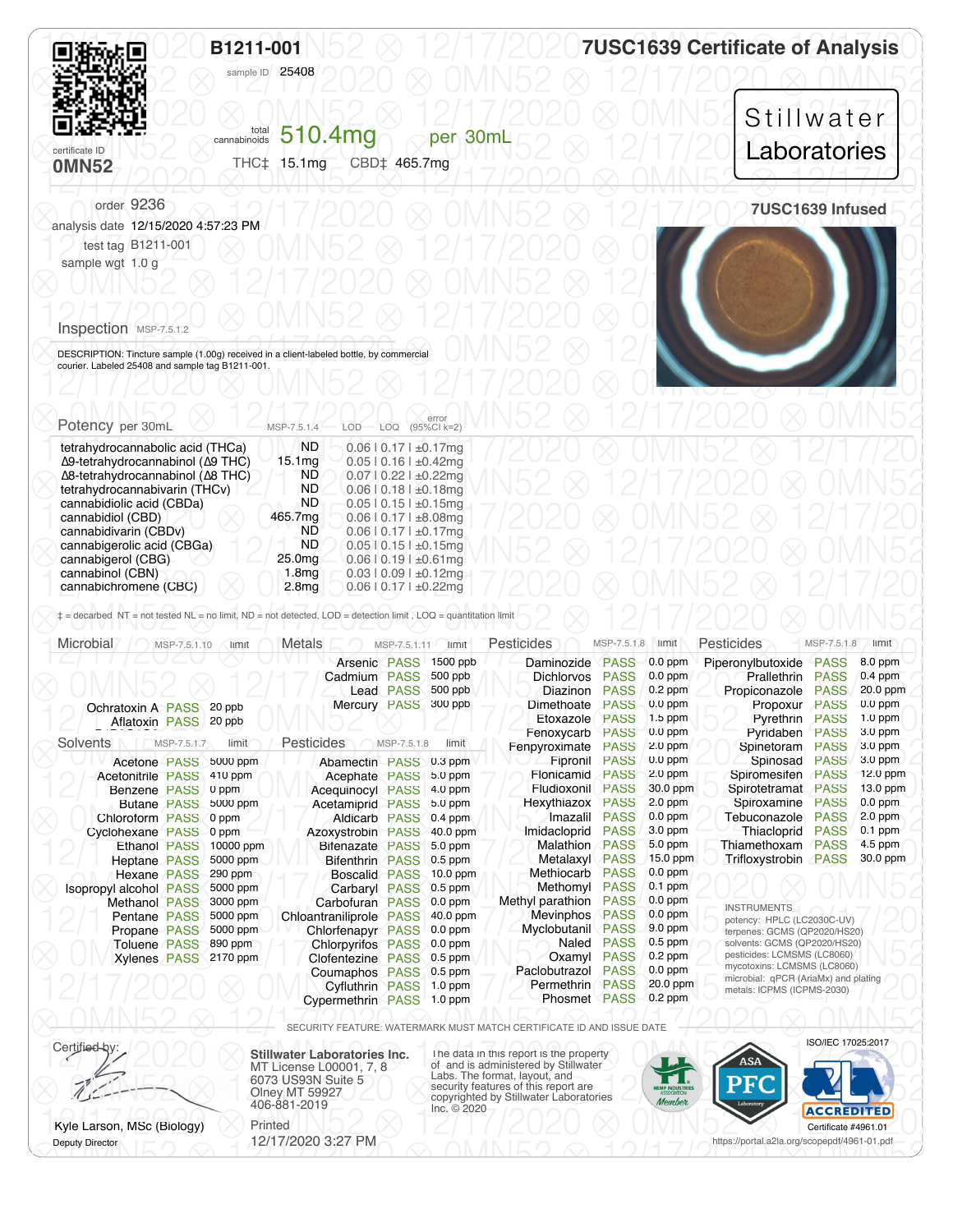# B1211-001

sample ID 25408

certificate ID **0MN52**

total cannabinoids **510.4mg** per 30mL

THC‡ 15.1mg CBD‡ 465.7mg

## 7USC1639 Certificate of Analysis

**Stillwater Laboratories**

**7USC1639 Infused**

order 9236
analysis date 12/15/2020 4:57:23 PM
test tag B1211-001
sample wgt 1.0 g

## Inspection MSP-7.5.1.2

DESCRIPTION: Tincture sample (1.00g) received in a client-labeled bottle, by commercial courier. Labeled 25408 and sample tag B1211-001.

## Potency per 30mL

| MSP-7.5.1.4 | | LOD | LOQ | error (95%CI k=2) |
|---|---|---|---|---|
| tetrahydrocannabolic acid (THCa) | ND | 0.06 | 0.17 | ±0.17mg |
| Δ9-tetrahydrocannabinol (Δ9 THC) | 15.1mg | 0.05 | 0.16 | ±0.42mg |
| Δ8-tetrahydrocannabinol (Δ8 THC) | ND | 0.07 | 0.22 | ±0.22mg |
| tetrahydrocannabivarin (THCv) | ND | 0.06 | 0.18 | ±0.18mg |
| cannabidiolic acid (CBDa) | ND | 0.05 | 0.15 | ±0.15mg |
| cannabidiol (CBD) | 465.7mg | 0.06 | 0.17 | ±8.08mg |
| cannabidivarin (CBDv) | ND | 0.06 | 0.17 | ±0.17mg |
| cannabigerolic acid (CBGa) | ND | 0.05 | 0.15 | ±0.15mg |
| cannabigerol (CBG) | 25.0mg | 0.06 | 0.19 | ±0.61mg |
| cannabinol (CBN) | 1.8mg | 0.03 | 0.09 | ±0.12mg |
| cannabichromene (CBC) | 2.8mg | 0.06 | 0.17 | ±0.22mg |

‡ = decarbed NT = not tested NL = no limit, ND = not detected, LOD = detection limit , LOQ = quantitation limit

## Microbial MSP-7.5.1.10

| Analyte | Result | limit |
|---|---|---|
| Ochratoxin A | PASS | 20 ppb |
| Aflatoxin | PASS | 20 ppb |

## Metals MSP-7.5.1.11

| Analyte | Result | limit |
|---|---|---|
| Arsenic | PASS | 1500 ppb |
| Cadmium | PASS | 500 ppb |
| Lead | PASS | 500 ppb |
| Mercury | PASS | 300 ppb |

## Solvents MSP-7.5.1.7

| Analyte | Result | limit |
|---|---|---|
| Acetone | PASS | 5000 ppm |
| Acetonitrile | PASS | 410 ppm |
| Benzene | PASS | 0 ppm |
| Butane | PASS | 5000 ppm |
| Chloroform | PASS | 0 ppm |
| Cyclohexane | PASS | 0 ppm |
| Ethanol | PASS | 10000 ppm |
| Heptane | PASS | 5000 ppm |
| Hexane | PASS | 290 ppm |
| Isopropyl alcohol | PASS | 5000 ppm |
| Methanol | PASS | 3000 ppm |
| Pentane | PASS | 5000 ppm |
| Propane | PASS | 5000 ppm |
| Toluene | PASS | 890 ppm |
| Xylenes | PASS | 2170 ppm |

## Pesticides MSP-7.5.1.8

| Analyte | Result | limit |
|---|---|---|
| Abamectin | PASS | 0.3 ppm |
| Acephate | PASS | 5.0 ppm |
| Acequinocyl | PASS | 4.0 ppm |
| Acetamiprid | PASS | 5.0 ppm |
| Aldicarb | PASS | 0.4 ppm |
| Azoxystrobin | PASS | 40.0 ppm |
| Bifenazate | PASS | 5.0 ppm |
| Bifenthrin | PASS | 0.5 ppm |
| Boscalid | PASS | 10.0 ppm |
| Carbaryl | PASS | 0.5 ppm |
| Carbofuran | PASS | 0.0 ppm |
| Chloantraniliprole | PASS | 40.0 ppm |
| Chlorfenapyr | PASS | 0.0 ppm |
| Chlorpyrifos | PASS | 0.0 ppm |
| Clofentezine | PASS | 0.5 ppm |
| Coumaphos | PASS | 0.5 ppm |
| Cyfluthrin | PASS | 1.0 ppm |
| Cypermethrin | PASS | 1.0 ppm |
| Daminozide | PASS | 0.0 ppm |
| Dichlorvos | PASS | 0.0 ppm |
| Diazinon | PASS | 0.2 ppm |
| Dimethoate | PASS | 0.0 ppm |
| Etoxazole | PASS | 1.5 ppm |
| Fenoxycarb | PASS | 0.0 ppm |
| Fenpyroximate | PASS | 2.0 ppm |
| Fipronil | PASS | 0.0 ppm |
| Flonicamid | PASS | 2.0 ppm |
| Fludioxonil | PASS | 30.0 ppm |
| Hexythiazox | PASS | 2.0 ppm |
| Imazalil | PASS | 0.0 ppm |
| Imidacloprid | PASS | 3.0 ppm |
| Malathion | PASS | 5.0 ppm |
| Metalaxyl | PASS | 15.0 ppm |
| Methiocarb | PASS | 0.0 ppm |
| Methomyl | PASS | 0.1 ppm |
| Methyl parathion | PASS | 0.0 ppm |
| Mevinphos | PASS | 0.0 ppm |
| Myclobutanil | PASS | 9.0 ppm |
| Naled | PASS | 0.5 ppm |
| Oxamyl | PASS | 0.2 ppm |
| Paclobutrazol | PASS | 0.0 ppm |
| Permethrin | PASS | 20.0 ppm |
| Phosmet | PASS | 0.2 ppm |
| Piperonylbutoxide | PASS | 8.0 ppm |
| Prallethrin | PASS | 0.4 ppm |
| Propiconazole | PASS | 20.0 ppm |
| Propoxur | PASS | 0.0 ppm |
| Pyrethrin | PASS | 1.0 ppm |
| Pyridaben | PASS | 3.0 ppm |
| Spinetoram | PASS | 3.0 ppm |
| Spinosad | PASS | 3.0 ppm |
| Spiromesifen | PASS | 12.0 ppm |
| Spirotetramat | PASS | 13.0 ppm |
| Spiroxamine | PASS | 0.0 ppm |
| Tebuconazole | PASS | 2.0 ppm |
| Thiacloprid | PASS | 0.1 ppm |
| Thiamethoxam | PASS | 4.5 ppm |
| Trifloxystrobin | PASS | 30.0 ppm |

INSTRUMENTS
potency: HPLC (LC2030C-UV)
terpenes: GCMS (QP2020/HS20)
solvents: GCMS (QP2020/HS20)
pesticides: LCMSMS (LC8060)
mycotoxins: LCMSMS (LC8060)
microbial: qPCR (AriaMx) and plating
metals: ICPMS (ICPMS-2030)

SECURITY FEATURE: WATERMARK MUST MATCH CERTIFICATE ID AND ISSUE DATE

Certified by:

Kyle Larson, MSc (Biology)
Deputy Director

**Stillwater Laboratories Inc.**
MT License L00001, 7, 8
6073 US93N Suite 5
Olney MT 59927
406-881-2019

Printed
12/17/2020 3:27 PM

The data in this report is the property of and is administered by Stillwater Labs. The format, layout, and security features of this report are copyrighted by Stillwater Laboratories Inc. © 2020

ISO/IEC 17025:2017

ACCREDITED
Certificate #4961.01
https://portal.a2la.org/scopepdf/4961-01.pdf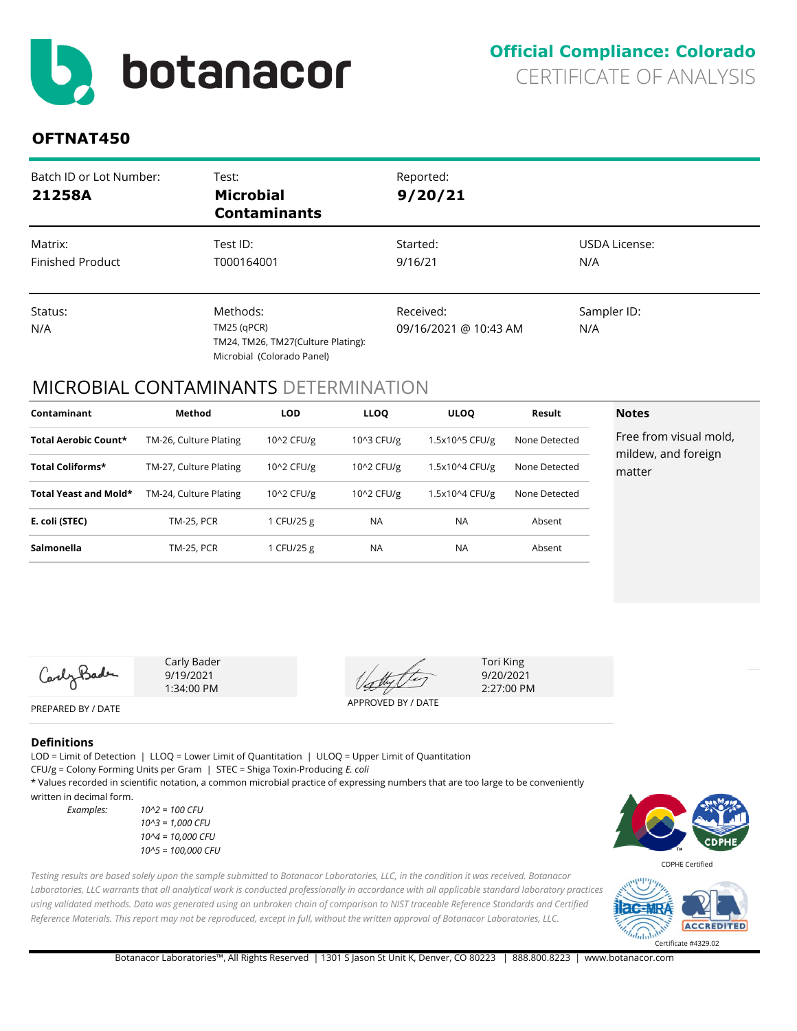# botanacor

**Official Compliance: Colorado**
CERTIFICATE OF ANALYSIS

## OFTNAT450

| | | | |
|---|---|---|---|
| Batch ID or Lot Number: **21258A** | Test: **Microbial Contaminants** | Reported: **9/20/21** | |
| Matrix: Finished Product | Test ID: T000164001 | Started: 9/16/21 | USDA License: N/A |
| Status: N/A | Methods: TM25 (qPCR) TM24, TM26, TM27(Culture Plating): Microbial (Colorado Panel) | Received: 09/16/2021 @ 10:43 AM | Sampler ID: N/A |

## MICROBIAL CONTAMINANTS DETERMINATION

| Contaminant | Method | LOD | LLOQ | ULOQ | Result |
|---|---|---|---|---|---|
| **Total Aerobic Count*** | TM-26, Culture Plating | 10^2 CFU/g | 10^3 CFU/g | 1.5x10^5 CFU/g | None Detected |
| **Total Coliforms*** | TM-27, Culture Plating | 10^2 CFU/g | 10^2 CFU/g | 1.5x10^4 CFU/g | None Detected |
| **Total Yeast and Mold*** | TM-24, Culture Plating | 10^2 CFU/g | 10^2 CFU/g | 1.5x10^4 CFU/g | None Detected |
| **E. coli (STEC)** | TM-25, PCR | 1 CFU/25 g | NA | NA | Absent |
| **Salmonella** | TM-25, PCR | 1 CFU/25 g | NA | NA | Absent |

**Notes**

Free from visual mold, mildew, and foreign matter

Carly Bader
9/19/2021
1:34:00 PM

PREPARED BY / DATE

Tori King
9/20/2021
2:27:00 PM

APPROVED BY / DATE

### Definitions

LOD = Limit of Detection | LLOQ = Lower Limit of Quantitation | ULOQ = Upper Limit of Quantitation
CFU/g = Colony Forming Units per Gram | STEC = Shiga Toxin-Producing *E. coli*
* Values recorded in scientific notation, a common microbial practice of expressing numbers that are too large to be conveniently written in decimal form.

*Examples:*
*10^2 = 100 CFU*
*10^3 = 1,000 CFU*
*10^4 = 10,000 CFU*
*10^5 = 100,000 CFU*

CDPHE Certified

Certificate #4329.02

*Testing results are based solely upon the sample submitted to Botanacor Laboratories, LLC, in the condition it was received. Botanacor Laboratories, LLC warrants that all analytical work is conducted professionally in accordance with all applicable standard laboratory practices using validated methods. Data was generated using an unbroken chain of comparison to NIST traceable Reference Standards and Certified Reference Materials. This report may not be reproduced, except in full, without the written approval of Botanacor Laboratories, LLC.*

Botanacor Laboratories™, All Rights Reserved | 1301 S Jason St Unit K, Denver, CO 80223 | 888.800.8223 | www.botanacor.com